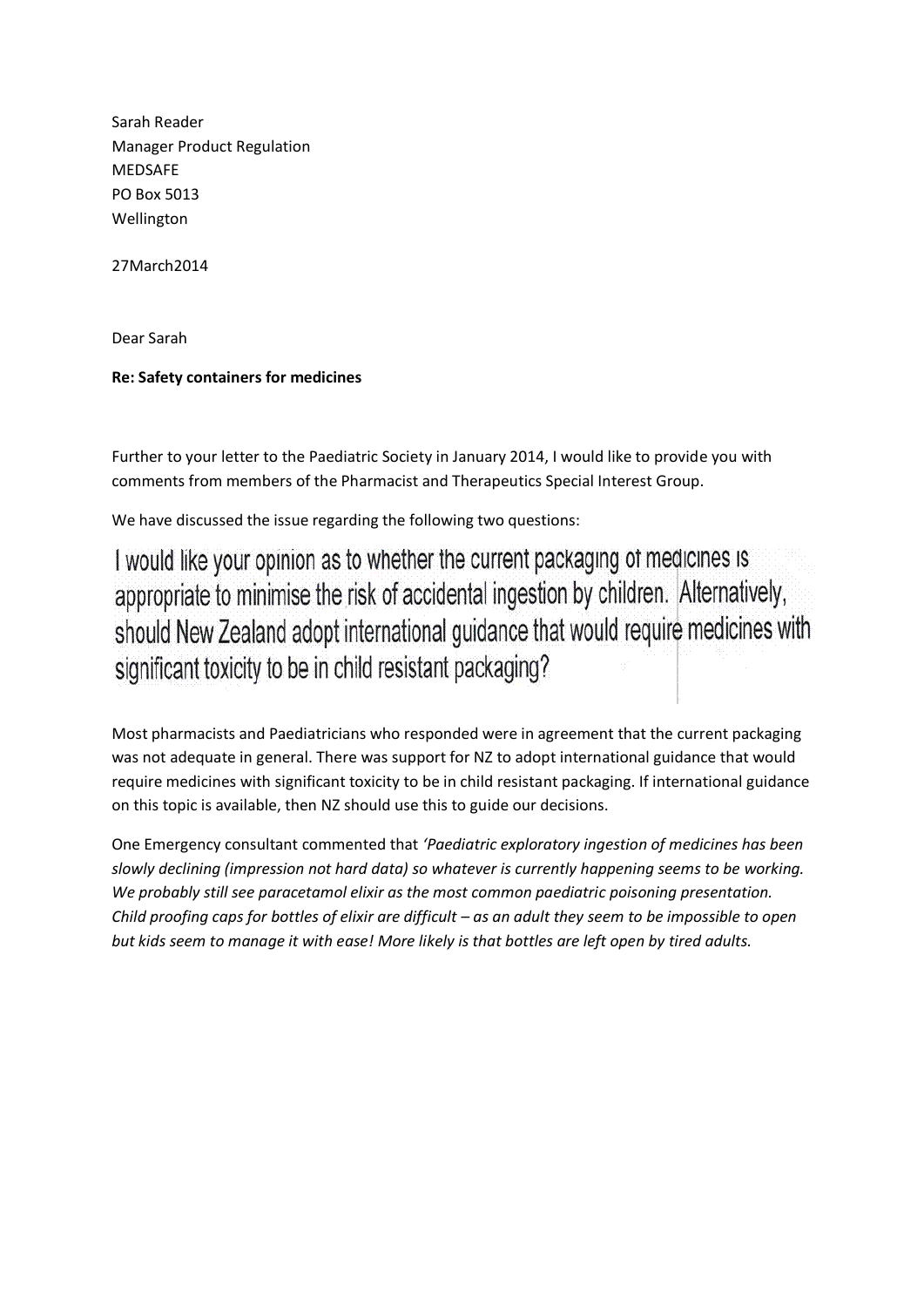Sarah Reader
Manager Product Regulation
MEDSAFE
PO Box 5013
Wellington

27March2014

Dear Sarah

**Re: Safety containers for medicines**

Further to your letter to the Paediatric Society in January 2014, I would like to provide you with comments from members of the Pharmacist and Therapeutics Special Interest Group.

We have discussed the issue regarding the following two questions:

> I would like your opinion as to whether the current packaging of medicines is appropriate to minimise the risk of accidental ingestion by children. Alternatively, should New Zealand adopt international guidance that would require medicines with significant toxicity to be in child resistant packaging?

Most pharmacists and Paediatricians who responded were in agreement that the current packaging was not adequate in general. There was support for NZ to adopt international guidance that would require medicines with significant toxicity to be in child resistant packaging. If international guidance on this topic is available, then NZ should use this to guide our decisions.

One Emergency consultant commented that *'Paediatric exploratory ingestion of medicines has been slowly declining (impression not hard data) so whatever is currently happening seems to be working. We probably still see paracetamol elixir as the most common paediatric poisoning presentation. Child proofing caps for bottles of elixir are difficult – as an adult they seem to be impossible to open but kids seem to manage it with ease! More likely is that bottles are left open by tired adults.*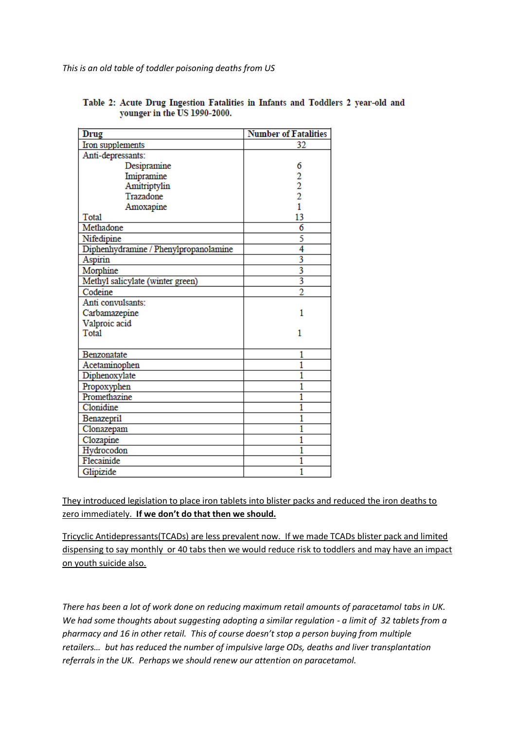*This is an old table of toddler poisoning deaths from US*

**Table 2: Acute Drug Ingestion Fatalities in Infants and Toddlers 2 year-old and younger in the US 1990-2000.**

| Drug | Number of Fatalities |
|---|---|
| Iron supplements | 32 |
| Anti-depressants: | |
| Desipramine | 6 |
| Imipramine | 2 |
| Amitriptylin | 2 |
| Trazadone | 2 |
| Amoxapine | 1 |
| Total | 13 |
| Methadone | 6 |
| Nifedipine | 5 |
| Diphenhydramine / Phenylpropanolamine | 4 |
| Aspirin | 3 |
| Morphine | 3 |
| Methyl salicylate (winter green) | 3 |
| Codeine | 2 |
| Anti convulsants: | |
| Carbamazepine | 1 |
| Valproic acid | |
| Total | 1 |
| Benzonatate | 1 |
| Acetaminophen | 1 |
| Diphenoxylate | 1 |
| Propoxyphen | 1 |
| Promethazine | 1 |
| Clonidine | 1 |
| Benazepril | 1 |
| Clonazepam | 1 |
| Clozapine | 1 |
| Hydrocodon | 1 |
| Flecainide | 1 |
| Glipizide | 1 |

They introduced legislation to place iron tablets into blister packs and reduced the iron deaths to zero immediately. **If we don't do that then we should.**

Tricyclic Antidepressants(TCADs) are less prevalent now. If we made TCADs blister pack and limited dispensing to say monthly or 40 tabs then we would reduce risk to toddlers and may have an impact on youth suicide also.

*There has been a lot of work done on reducing maximum retail amounts of paracetamol tabs in UK. We had some thoughts about suggesting adopting a similar regulation - a limit of 32 tablets from a pharmacy and 16 in other retail. This of course doesn't stop a person buying from multiple retailers… but has reduced the number of impulsive large ODs, deaths and liver transplantation referrals in the UK. Perhaps we should renew our attention on paracetamol.*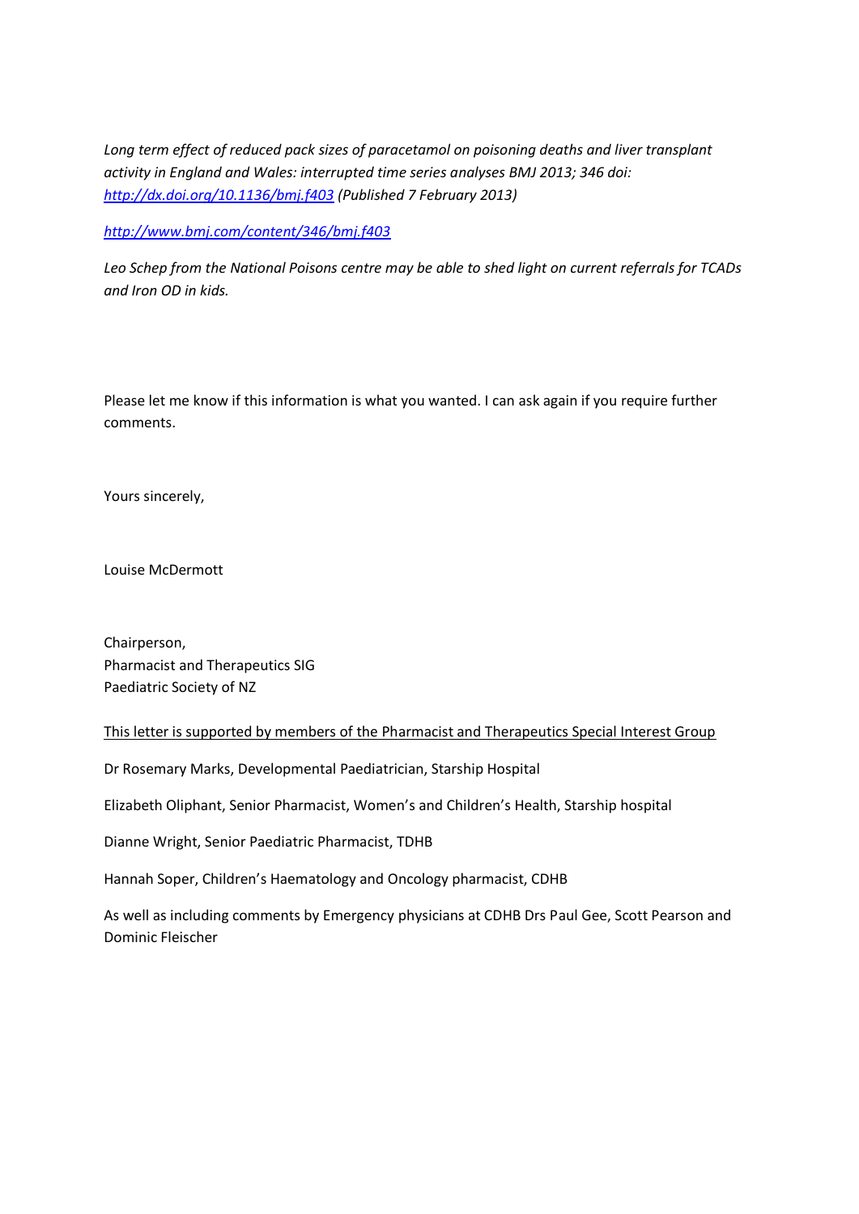*Long term effect of reduced pack sizes of paracetamol on poisoning deaths and liver transplant activity in England and Wales: interrupted time series analyses BMJ 2013; 346 doi: [http://dx.doi.org/10.1136/bmj.f403](http://dx.doi.org/10.1136/bmj.f403) (Published 7 February 2013)*

*[http://www.bmj.com/content/346/bmj.f403](http://www.bmj.com/content/346/bmj.f403)*

*Leo Schep from the National Poisons centre may be able to shed light on current referrals for TCADs and Iron OD in kids.*

Please let me know if this information is what you wanted. I can ask again if you require further comments.

Yours sincerely,

Louise McDermott

Chairperson,
Pharmacist and Therapeutics SIG
Paediatric Society of NZ

<u>This letter is supported by members of the Pharmacist and Therapeutics Special Interest Group</u>

Dr Rosemary Marks, Developmental Paediatrician, Starship Hospital

Elizabeth Oliphant, Senior Pharmacist, Women's and Children's Health, Starship hospital

Dianne Wright, Senior Paediatric Pharmacist, TDHB

Hannah Soper, Children's Haematology and Oncology pharmacist, CDHB

As well as including comments by Emergency physicians at CDHB Drs Paul Gee, Scott Pearson and Dominic Fleischer